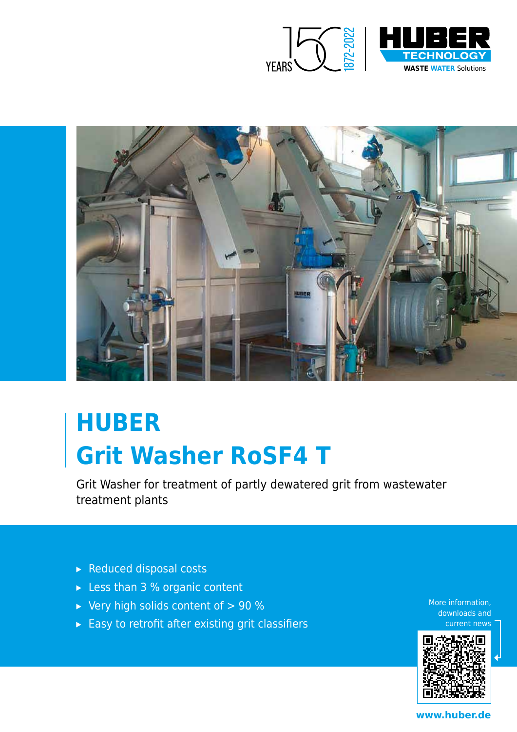# HUBER Grit Washer RoSF4 T

Grit Washer for treatment of partly dewatered grit from wastewater treatment plants

- Reduced disposal costs
- Less than 3 % organic content
- Very high solids content of > 90 %
- Easy to retrofit after existing grit classifiers

More information, downloads and current news

www.huber.de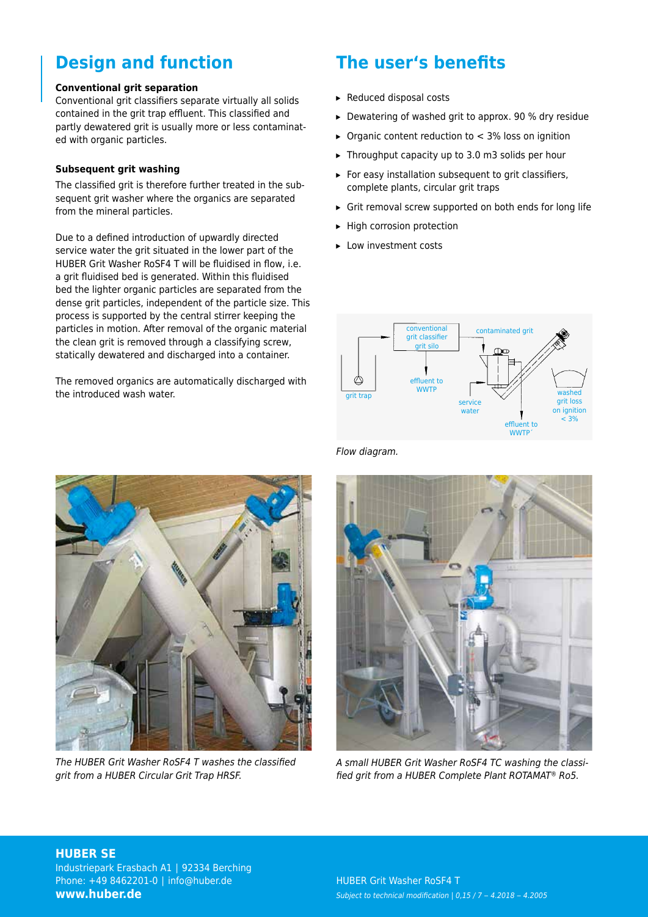## Design and function

**Conventional grit separation**

Conventional grit classifiers separate virtually all solids contained in the grit trap effluent. This classified and partly dewatered grit is usually more or less contaminated with organic particles.

**Subsequent grit washing**

The classified grit is therefore further treated in the subsequent grit washer where the organics are separated from the mineral particles.

Due to a defined introduction of upwardly directed service water the grit situated in the lower part of the HUBER Grit Washer RoSF4 T will be fluidised in flow, i.e. a grit fluidised bed is generated. Within this fluidised bed the lighter organic particles are separated from the dense grit particles, independent of the particle size. This process is supported by the central stirrer keeping the particles in motion. After removal of the organic material the clean grit is removed through a classifying screw, statically dewatered and discharged into a container.

The removed organics are automatically discharged with the introduced wash water.

## The user's benefits

- Reduced disposal costs
- Dewatering of washed grit to approx. 90 % dry residue
- Organic content reduction to < 3% loss on ignition
- Throughput capacity up to 3.0 m3 solids per hour
- For easy installation subsequent to grit classifiers, complete plants, circular grit traps
- Grit removal screw supported on both ends for long life
- High corrosion protection
- Low investment costs

grit trap
conventional grit classifier grit silo
effluent to WWTP
contaminated grit
service water
effluent to WWTP
washed grit loss on ignition < 3%

*Flow diagram.*

*The HUBER Grit Washer RoSF4 T washes the classified grit from a HUBER Circular Grit Trap HRSF.*

*A small HUBER Grit Washer RoSF4 TC washing the classified grit from a HUBER Complete Plant ROTAMAT® Ro5.*

**HUBER SE**
Industriepark Erasbach A1 | 92334 Berching
Phone: +49 8462201-0 | info@huber.de
**www.huber.de**

HUBER Grit Washer RoSF4 T
*Subject to technical modification | 0,15 / 7 – 4.2018 – 4.2005*